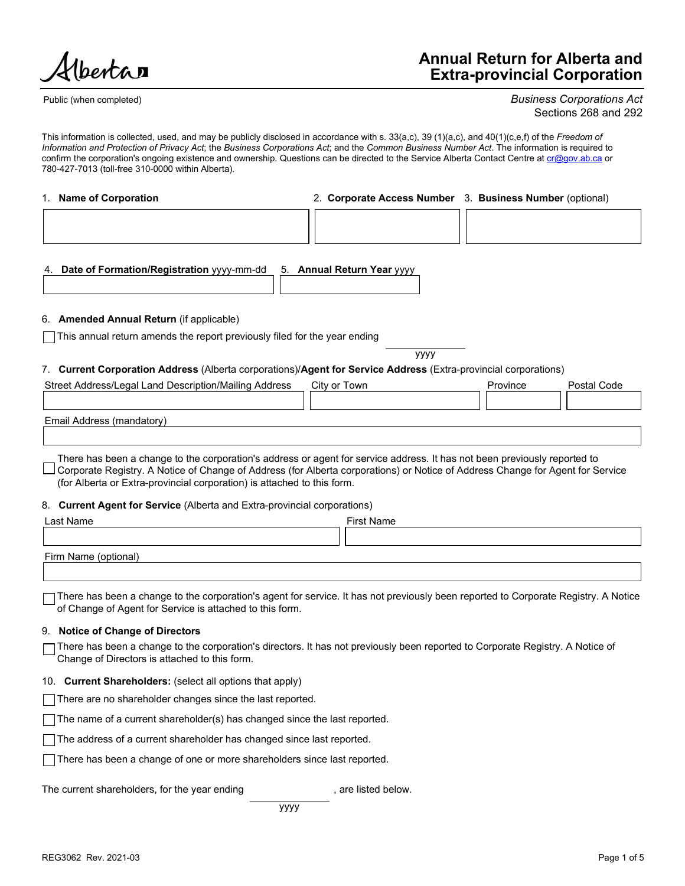Alberta

# Annual Return for Alberta and Extra-provincial Corporation

Public (when completed)

*Business Corporations Act*
Sections 268 and 292

This information is collected, used, and may be publicly disclosed in accordance with s. 33(a,c), 39 (1)(a,c), and 40(1)(c,e,f) of the *Freedom of Information and Protection of Privacy Act*; the *Business Corporations Act*; and the *Common Business Number Act*. The information is required to confirm the corporation's ongoing existence and ownership. Questions can be directed to the Service Alberta Contact Centre at cr@gov.ab.ca or 780-427-7013 (toll-free 310-0000 within Alberta).

| 1. **Name of Corporation** | 2. **Corporate Access Number** | 3. **Business Number** (optional) |
|---|---|---|
| | | |

| 4. **Date of Formation/Registration** yyyy-mm-dd | 5. **Annual Return Year** yyyy |
|---|---|
| | |

6. **Amended Annual Return** (if applicable)

☐ This annual return amends the report previously filed for the year ending ________ yyyy

7. **Current Corporation Address** (Alberta corporations)/**Agent for Service Address** (Extra-provincial corporations)

| Street Address/Legal Land Description/Mailing Address | City or Town | Province | Postal Code |
|---|---|---|---|
| | | | |

Email Address (mandatory)

☐ There has been a change to the corporation's address or agent for service address. It has not been previously reported to Corporate Registry. A Notice of Change of Address (for Alberta corporations) or Notice of Address Change for Agent for Service (for Alberta or Extra-provincial corporation) is attached to this form.

8. **Current Agent for Service** (Alberta and Extra-provincial corporations)

| Last Name | First Name |
|---|---|
| | |

Firm Name (optional)

☐ There has been a change to the corporation's agent for service. It has not previously been reported to Corporate Registry. A Notice of Change of Agent for Service is attached to this form.

9. **Notice of Change of Directors**

☐ There has been a change to the corporation's directors. It has not previously been reported to Corporate Registry. A Notice of Change of Directors is attached to this form.

10. **Current Shareholders:** (select all options that apply)

☐ There are no shareholder changes since the last reported.

☐ The name of a current shareholder(s) has changed since the last reported.

☐ The address of a current shareholder has changed since last reported.

☐ There has been a change of one or more shareholders since last reported.

The current shareholders, for the year ending ________ yyyy, are listed below.

REG3062 Rev. 2021-03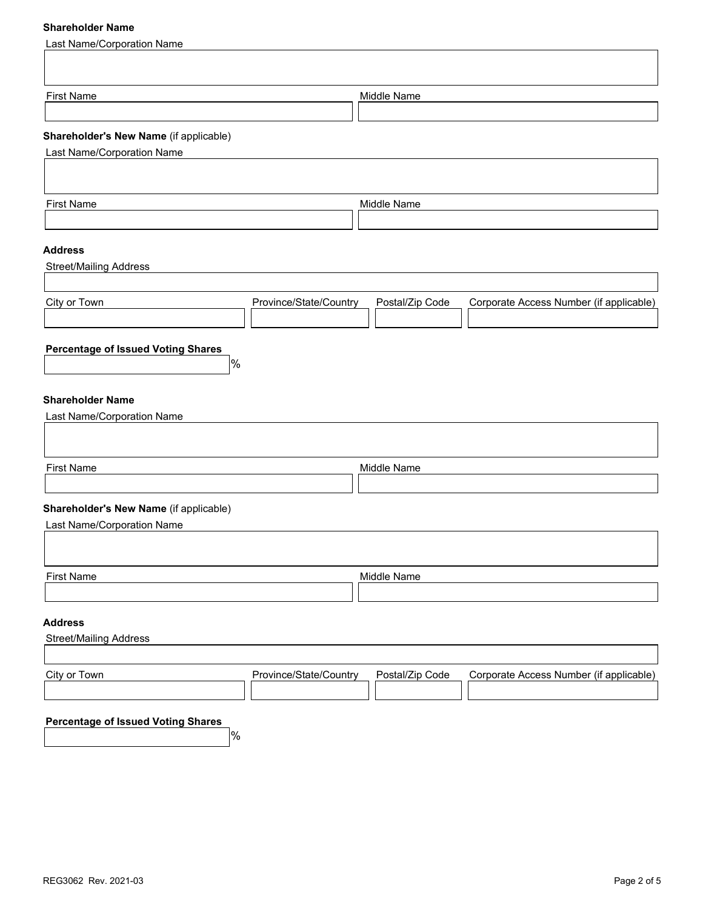**Shareholder Name**

Last Name/Corporation Name

First Name

Middle Name

**Shareholder's New Name** (if applicable)

Last Name/Corporation Name

First Name

Middle Name

**Address**

Street/Mailing Address

City or Town

Province/State/Country

Postal/Zip Code

Corporate Access Number (if applicable)

**Percentage of Issued Voting Shares**

%

**Shareholder Name**

Last Name/Corporation Name

First Name

Middle Name

**Shareholder's New Name** (if applicable)

Last Name/Corporation Name

First Name

Middle Name

**Address**

Street/Mailing Address

City or Town

Province/State/Country

Postal/Zip Code

Corporate Access Number (if applicable)

**Percentage of Issued Voting Shares**

%

REG3062 Rev. 2021-03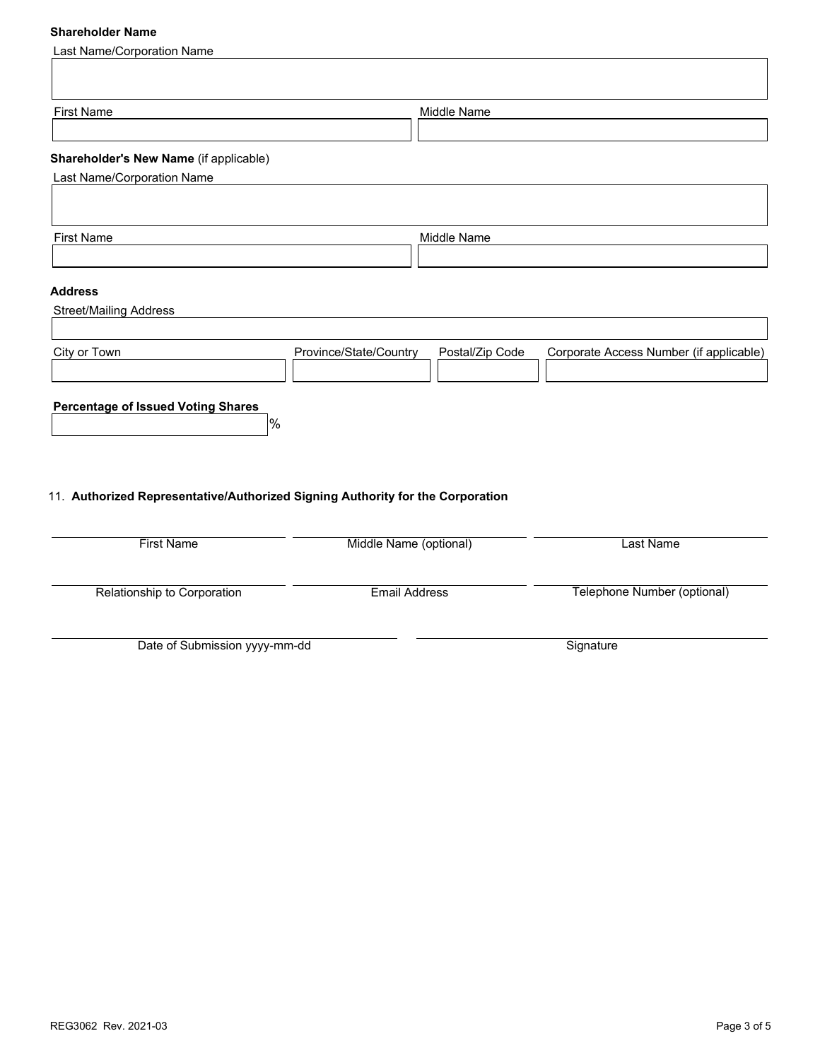**Shareholder Name**

Last Name/Corporation Name

| First Name | Middle Name |
|---|---|
| | |

**Shareholder's New Name** (if applicable)

Last Name/Corporation Name

| First Name | Middle Name |
|---|---|
| | |

**Address**

Street/Mailing Address

| City or Town | Province/State/Country | Postal/Zip Code | Corporate Access Number (if applicable) |
|---|---|---|---|
| | | | |

**Percentage of Issued Voting Shares**

%

11. **Authorized Representative/Authorized Signing Authority for the Corporation**

| First Name | Middle Name (optional) | Last Name |
|---|---|---|
| | | |

| Relationship to Corporation | Email Address | Telephone Number (optional) |
|---|---|---|
| | | |

| Date of Submission yyyy-mm-dd | Signature |
|---|---|
| | |

REG3062 Rev. 2021-03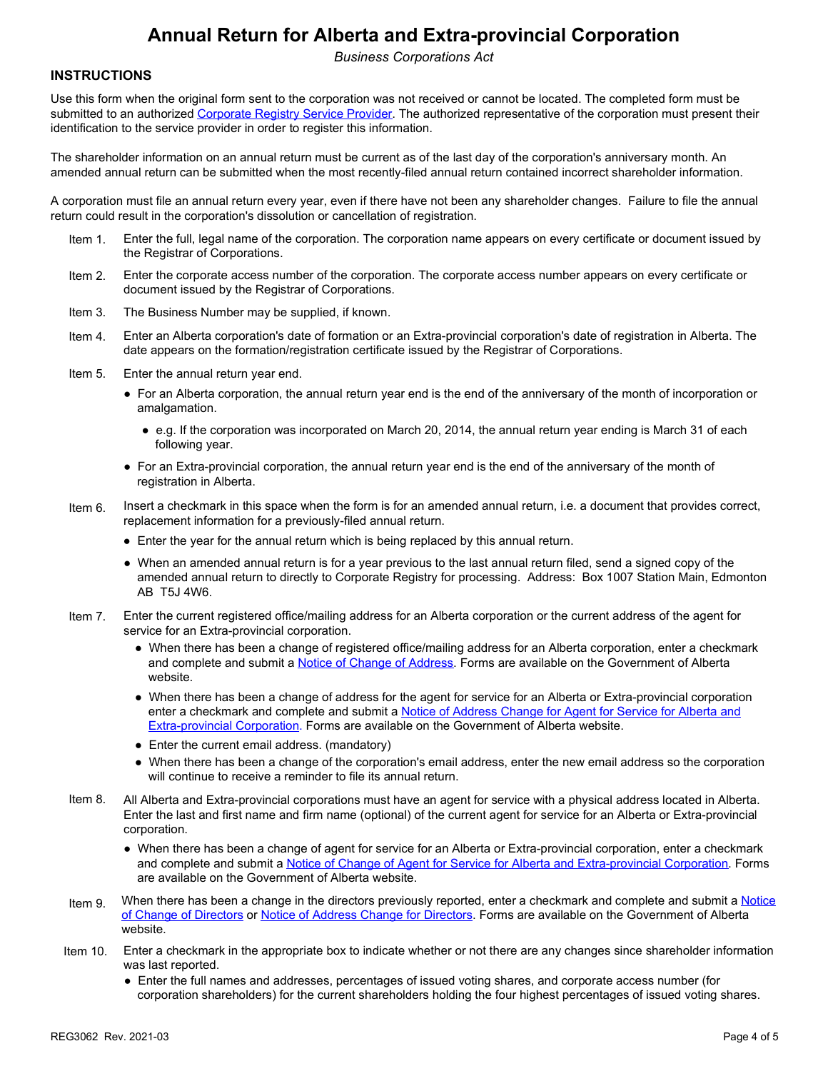# Annual Return for Alberta and Extra-provincial Corporation

*Business Corporations Act*

## INSTRUCTIONS

Use this form when the original form sent to the corporation was not received or cannot be located. The completed form must be submitted to an authorized Corporate Registry Service Provider. The authorized representative of the corporation must present their identification to the service provider in order to register this information.

The shareholder information on an annual return must be current as of the last day of the corporation's anniversary month. An amended annual return can be submitted when the most recently-filed annual return contained incorrect shareholder information.

A corporation must file an annual return every year, even if there have not been any shareholder changes. Failure to file the annual return could result in the corporation's dissolution or cancellation of registration.

Item 1. Enter the full, legal name of the corporation. The corporation name appears on every certificate or document issued by the Registrar of Corporations.

Item 2. Enter the corporate access number of the corporation. The corporate access number appears on every certificate or document issued by the Registrar of Corporations.

Item 3. The Business Number may be supplied, if known.

Item 4. Enter an Alberta corporation's date of formation or an Extra-provincial corporation's date of registration in Alberta. The date appears on the formation/registration certificate issued by the Registrar of Corporations.

Item 5. Enter the annual return year end.

- For an Alberta corporation, the annual return year end is the end of the anniversary of the month of incorporation or amalgamation.
  - e.g. If the corporation was incorporated on March 20, 2014, the annual return year ending is March 31 of each following year.
- For an Extra-provincial corporation, the annual return year end is the end of the anniversary of the month of registration in Alberta.

Item 6. Insert a checkmark in this space when the form is for an amended annual return, i.e. a document that provides correct, replacement information for a previously-filed annual return.

- Enter the year for the annual return which is being replaced by this annual return.
- When an amended annual return is for a year previous to the last annual return filed, send a signed copy of the amended annual return to directly to Corporate Registry for processing. Address: Box 1007 Station Main, Edmonton AB T5J 4W6.

Item 7. Enter the current registered office/mailing address for an Alberta corporation or the current address of the agent for service for an Extra-provincial corporation.

- When there has been a change of registered office/mailing address for an Alberta corporation, enter a checkmark and complete and submit a Notice of Change of Address. Forms are available on the Government of Alberta website.
- When there has been a change of address for the agent for service for an Alberta or Extra-provincial corporation enter a checkmark and complete and submit a Notice of Address Change for Agent for Service for Alberta and Extra-provincial Corporation. Forms are available on the Government of Alberta website.
- Enter the current email address. (mandatory)
- When there has been a change of the corporation's email address, enter the new email address so the corporation will continue to receive a reminder to file its annual return.

Item 8. All Alberta and Extra-provincial corporations must have an agent for service with a physical address located in Alberta. Enter the last and first name and firm name (optional) of the current agent for service for an Alberta or Extra-provincial corporation.

- When there has been a change of agent for service for an Alberta or Extra-provincial corporation, enter a checkmark and complete and submit a Notice of Change of Agent for Service for Alberta and Extra-provincial Corporation. Forms are available on the Government of Alberta website.

Item 9. When there has been a change in the directors previously reported, enter a checkmark and complete and submit a Notice of Change of Directors or Notice of Address Change for Directors. Forms are available on the Government of Alberta website.

Item 10. Enter a checkmark in the appropriate box to indicate whether or not there are any changes since shareholder information was last reported.

- Enter the full names and addresses, percentages of issued voting shares, and corporate access number (for corporation shareholders) for the current shareholders holding the four highest percentages of issued voting shares.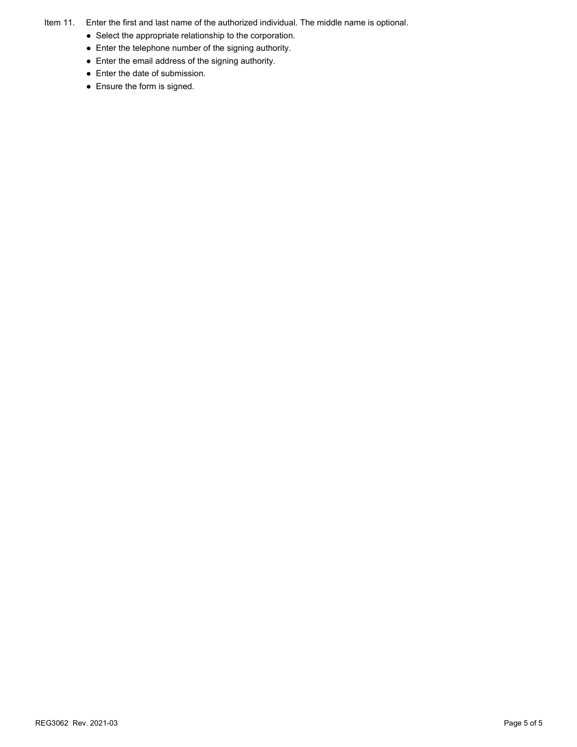Item 11. Enter the first and last name of the authorized individual. The middle name is optional.

- Select the appropriate relationship to the corporation.
- Enter the telephone number of the signing authority.
- Enter the email address of the signing authority.
- Enter the date of submission.
- Ensure the form is signed.